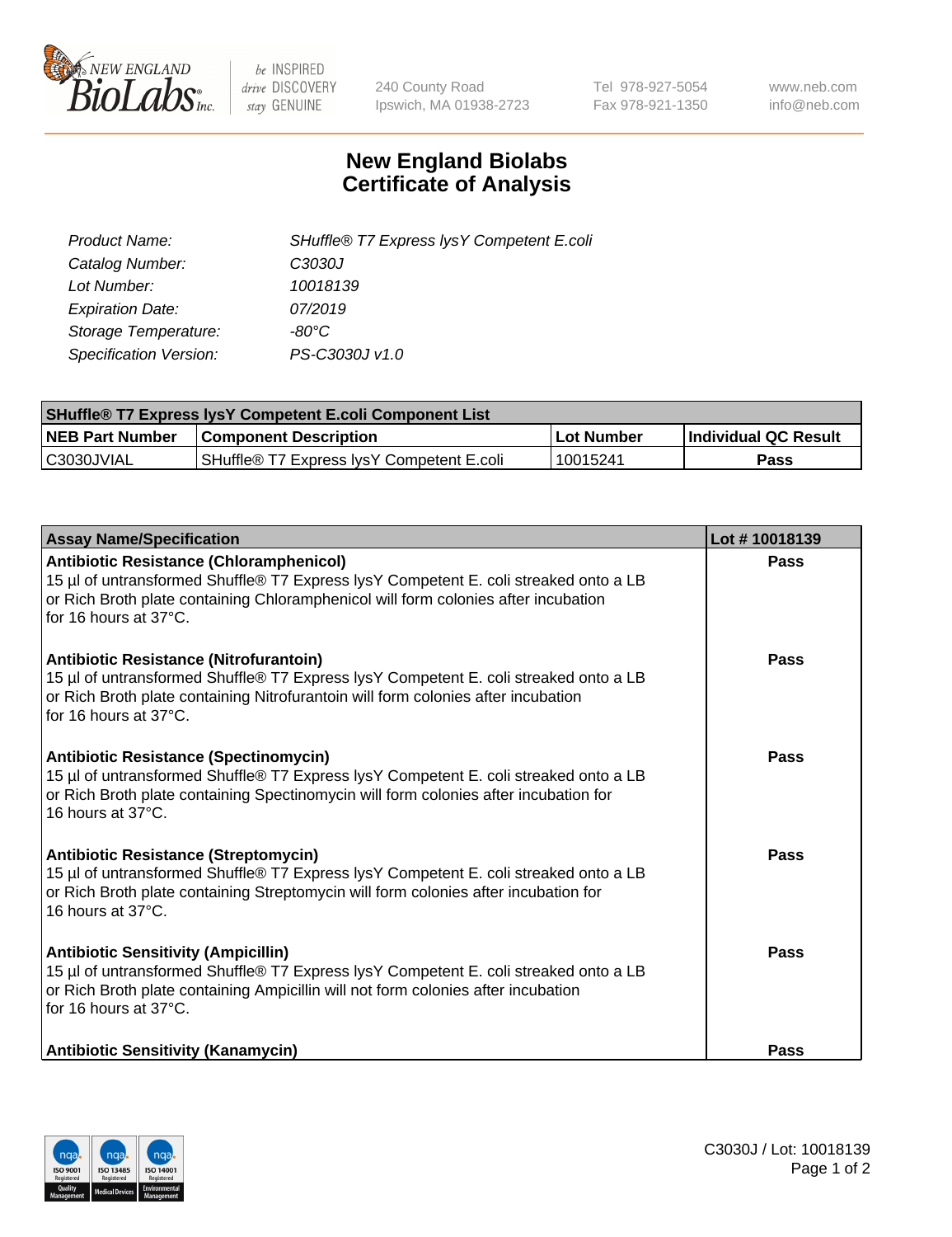New England Biolabs
be INSPIRED drive DISCOVERY stay GENUINE
240 County Road Ipswich, MA 01938-2723
Tel 978-927-5054 Fax 978-921-1350
www.neb.com info@neb.com

# New England Biolabs Certificate of Analysis

| | |
|---|---|
| *Product Name:* | *SHuffle® T7 Express lysY Competent E.coli* |
| *Catalog Number:* | *C3030J* |
| *Lot Number:* | *10018139* |
| *Expiration Date:* | *07/2019* |
| *Storage Temperature:* | *-80°C* |
| *Specification Version:* | *PS-C3030J v1.0* |

| SHuffle® T7 Express lysY Competent E.coli Component List | | | |
|---|---|---|---|
| **NEB Part Number** | **Component Description** | **Lot Number** | **Individual QC Result** |
| C3030JVIAL | SHuffle® T7 Express lysY Competent E.coli | 10015241 | **Pass** |

| Assay Name/Specification | Lot # 10018139 |
|---|---|
| **Antibiotic Resistance (Chloramphenicol)** 15 µl of untransformed Shuffle® T7 Express lysY Competent E. coli streaked onto a LB or Rich Broth plate containing Chloramphenicol will form colonies after incubation for 16 hours at 37°C. | **Pass** |
| **Antibiotic Resistance (Nitrofurantoin)** 15 µl of untransformed Shuffle® T7 Express lysY Competent E. coli streaked onto a LB or Rich Broth plate containing Nitrofurantoin will form colonies after incubation for 16 hours at 37°C. | **Pass** |
| **Antibiotic Resistance (Spectinomycin)** 15 µl of untransformed Shuffle® T7 Express lysY Competent E. coli streaked onto a LB or Rich Broth plate containing Spectinomycin will form colonies after incubation for 16 hours at 37°C. | **Pass** |
| **Antibiotic Resistance (Streptomycin)** 15 µl of untransformed Shuffle® T7 Express lysY Competent E. coli streaked onto a LB or Rich Broth plate containing Streptomycin will form colonies after incubation for 16 hours at 37°C. | **Pass** |
| **Antibiotic Sensitivity (Ampicillin)** 15 µl of untransformed Shuffle® T7 Express lysY Competent E. coli streaked onto a LB or Rich Broth plate containing Ampicillin will not form colonies after incubation for 16 hours at 37°C. | **Pass** |
| **Antibiotic Sensitivity (Kanamycin)** | **Pass** |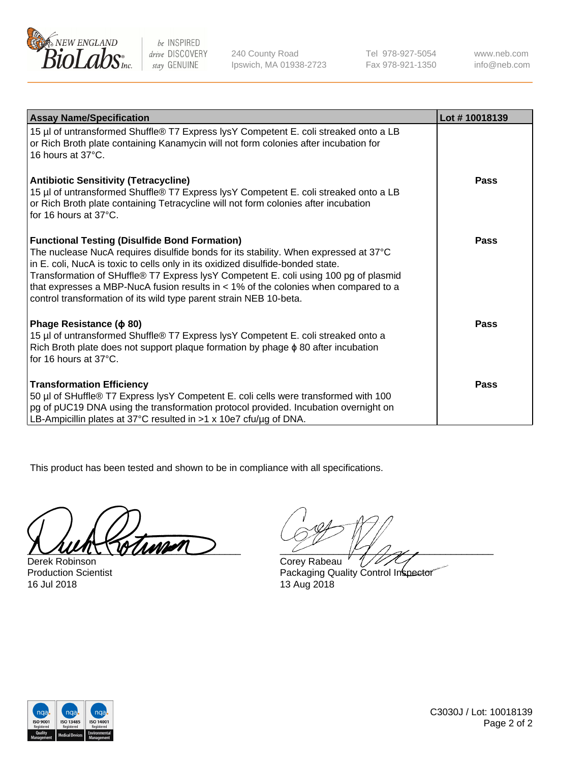NEW ENGLAND BioLabs Inc. — be INSPIRED drive DISCOVERY stay GENUINE

240 County Road
Ipswich, MA 01938-2723

Tel 978-927-5054
Fax 978-921-1350

www.neb.com
info@neb.com

| Assay Name/Specification | Lot # 10018139 |
| --- | --- |
| 15 µl of untransformed Shuffle® T7 Express lysY Competent E. coli streaked onto a LB or Rich Broth plate containing Kanamycin will not form colonies after incubation for 16 hours at 37°C. | |
| **Antibiotic Sensitivity (Tetracycline)**<br>15 µl of untransformed Shuffle® T7 Express lysY Competent E. coli streaked onto a LB or Rich Broth plate containing Tetracycline will not form colonies after incubation for 16 hours at 37°C. | Pass |
| **Functional Testing (Disulfide Bond Formation)**<br>The nuclease NucA requires disulfide bonds for its stability. When expressed at 37°C in E. coli, NucA is toxic to cells only in its oxidized disulfide-bonded state. Transformation of SHuffle® T7 Express lysY Competent E. coli using 100 pg of plasmid that expresses a MBP-NucA fusion results in < 1% of the colonies when compared to a control transformation of its wild type parent strain NEB 10-beta. | Pass |
| **Phage Resistance (ϕ 80)**<br>15 µl of untransformed Shuffle® T7 Express lysY Competent E. coli streaked onto a Rich Broth plate does not support plaque formation by phage ϕ 80 after incubation for 16 hours at 37°C. | Pass |
| **Transformation Efficiency**<br>50 µl of SHuffle® T7 Express lysY Competent E. coli cells were transformed with 100 pg of pUC19 DNA using the transformation protocol provided. Incubation overnight on LB-Ampicillin plates at 37°C resulted in >1 x 10e7 cfu/µg of DNA. | Pass |

This product has been tested and shown to be in compliance with all specifications.

Derek Robinson
Production Scientist
16 Jul 2018

Corey Rabeau
Packaging Quality Control Inspector
13 Aug 2018

C3030J / Lot: 10018139